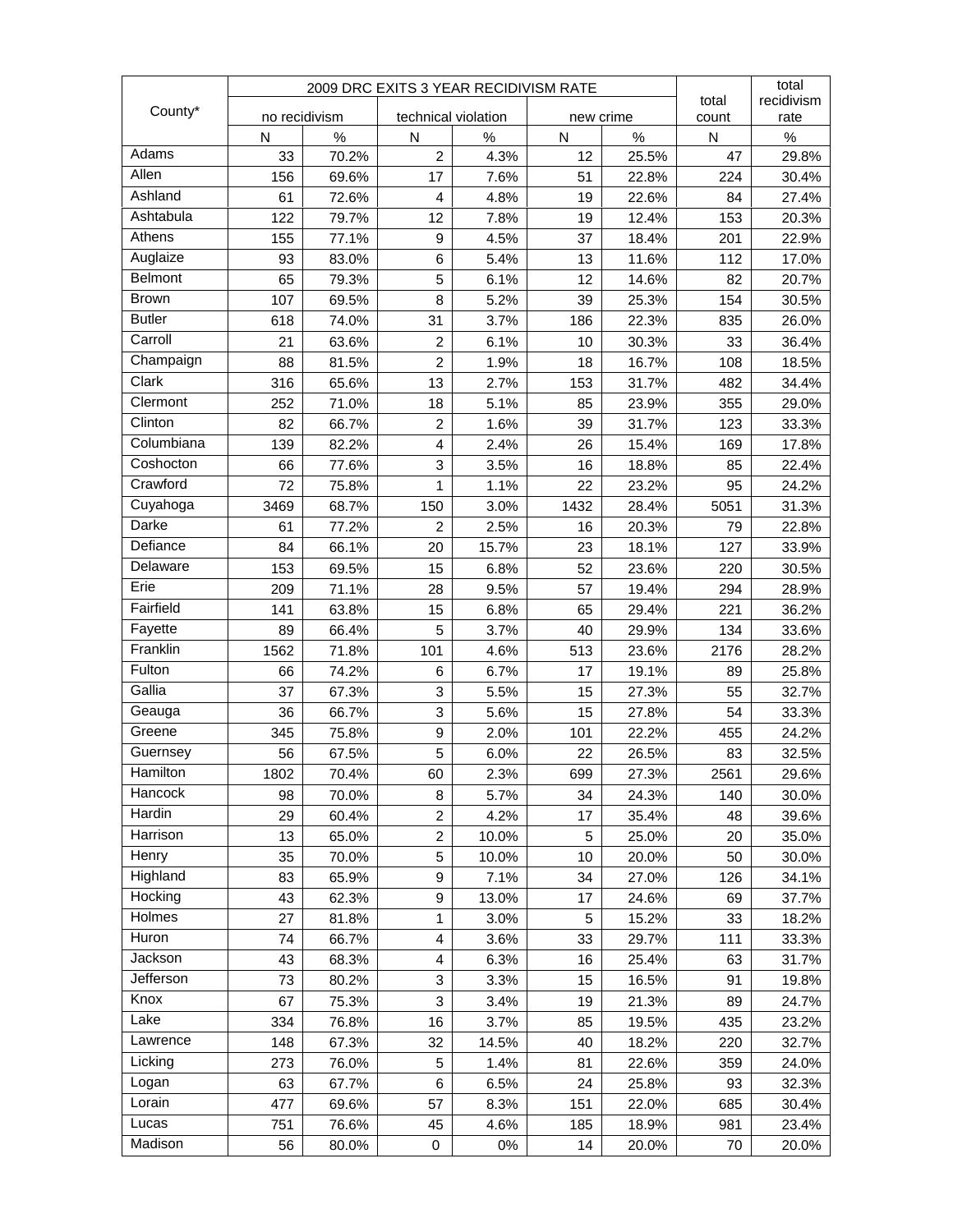| County* | 2009 DRC EXITS 3 YEAR RECIDIVISM RATE | | | | | | total count | total recidivism rate |
|---|---|---|---|---|---|---|---|---|
| | no recidivism | | technical violation | | new crime | | | |
| | N | % | N | % | N | % | N | % |
| Adams | 33 | 70.2% | 2 | 4.3% | 12 | 25.5% | 47 | 29.8% |
| Allen | 156 | 69.6% | 17 | 7.6% | 51 | 22.8% | 224 | 30.4% |
| Ashland | 61 | 72.6% | 4 | 4.8% | 19 | 22.6% | 84 | 27.4% |
| Ashtabula | 122 | 79.7% | 12 | 7.8% | 19 | 12.4% | 153 | 20.3% |
| Athens | 155 | 77.1% | 9 | 4.5% | 37 | 18.4% | 201 | 22.9% |
| Auglaize | 93 | 83.0% | 6 | 5.4% | 13 | 11.6% | 112 | 17.0% |
| Belmont | 65 | 79.3% | 5 | 6.1% | 12 | 14.6% | 82 | 20.7% |
| Brown | 107 | 69.5% | 8 | 5.2% | 39 | 25.3% | 154 | 30.5% |
| Butler | 618 | 74.0% | 31 | 3.7% | 186 | 22.3% | 835 | 26.0% |
| Carroll | 21 | 63.6% | 2 | 6.1% | 10 | 30.3% | 33 | 36.4% |
| Champaign | 88 | 81.5% | 2 | 1.9% | 18 | 16.7% | 108 | 18.5% |
| Clark | 316 | 65.6% | 13 | 2.7% | 153 | 31.7% | 482 | 34.4% |
| Clermont | 252 | 71.0% | 18 | 5.1% | 85 | 23.9% | 355 | 29.0% |
| Clinton | 82 | 66.7% | 2 | 1.6% | 39 | 31.7% | 123 | 33.3% |
| Columbiana | 139 | 82.2% | 4 | 2.4% | 26 | 15.4% | 169 | 17.8% |
| Coshocton | 66 | 77.6% | 3 | 3.5% | 16 | 18.8% | 85 | 22.4% |
| Crawford | 72 | 75.8% | 1 | 1.1% | 22 | 23.2% | 95 | 24.2% |
| Cuyahoga | 3469 | 68.7% | 150 | 3.0% | 1432 | 28.4% | 5051 | 31.3% |
| Darke | 61 | 77.2% | 2 | 2.5% | 16 | 20.3% | 79 | 22.8% |
| Defiance | 84 | 66.1% | 20 | 15.7% | 23 | 18.1% | 127 | 33.9% |
| Delaware | 153 | 69.5% | 15 | 6.8% | 52 | 23.6% | 220 | 30.5% |
| Erie | 209 | 71.1% | 28 | 9.5% | 57 | 19.4% | 294 | 28.9% |
| Fairfield | 141 | 63.8% | 15 | 6.8% | 65 | 29.4% | 221 | 36.2% |
| Fayette | 89 | 66.4% | 5 | 3.7% | 40 | 29.9% | 134 | 33.6% |
| Franklin | 1562 | 71.8% | 101 | 4.6% | 513 | 23.6% | 2176 | 28.2% |
| Fulton | 66 | 74.2% | 6 | 6.7% | 17 | 19.1% | 89 | 25.8% |
| Gallia | 37 | 67.3% | 3 | 5.5% | 15 | 27.3% | 55 | 32.7% |
| Geauga | 36 | 66.7% | 3 | 5.6% | 15 | 27.8% | 54 | 33.3% |
| Greene | 345 | 75.8% | 9 | 2.0% | 101 | 22.2% | 455 | 24.2% |
| Guernsey | 56 | 67.5% | 5 | 6.0% | 22 | 26.5% | 83 | 32.5% |
| Hamilton | 1802 | 70.4% | 60 | 2.3% | 699 | 27.3% | 2561 | 29.6% |
| Hancock | 98 | 70.0% | 8 | 5.7% | 34 | 24.3% | 140 | 30.0% |
| Hardin | 29 | 60.4% | 2 | 4.2% | 17 | 35.4% | 48 | 39.6% |
| Harrison | 13 | 65.0% | 2 | 10.0% | 5 | 25.0% | 20 | 35.0% |
| Henry | 35 | 70.0% | 5 | 10.0% | 10 | 20.0% | 50 | 30.0% |
| Highland | 83 | 65.9% | 9 | 7.1% | 34 | 27.0% | 126 | 34.1% |
| Hocking | 43 | 62.3% | 9 | 13.0% | 17 | 24.6% | 69 | 37.7% |
| Holmes | 27 | 81.8% | 1 | 3.0% | 5 | 15.2% | 33 | 18.2% |
| Huron | 74 | 66.7% | 4 | 3.6% | 33 | 29.7% | 111 | 33.3% |
| Jackson | 43 | 68.3% | 4 | 6.3% | 16 | 25.4% | 63 | 31.7% |
| Jefferson | 73 | 80.2% | 3 | 3.3% | 15 | 16.5% | 91 | 19.8% |
| Knox | 67 | 75.3% | 3 | 3.4% | 19 | 21.3% | 89 | 24.7% |
| Lake | 334 | 76.8% | 16 | 3.7% | 85 | 19.5% | 435 | 23.2% |
| Lawrence | 148 | 67.3% | 32 | 14.5% | 40 | 18.2% | 220 | 32.7% |
| Licking | 273 | 76.0% | 5 | 1.4% | 81 | 22.6% | 359 | 24.0% |
| Logan | 63 | 67.7% | 6 | 6.5% | 24 | 25.8% | 93 | 32.3% |
| Lorain | 477 | 69.6% | 57 | 8.3% | 151 | 22.0% | 685 | 30.4% |
| Lucas | 751 | 76.6% | 45 | 4.6% | 185 | 18.9% | 981 | 23.4% |
| Madison | 56 | 80.0% | 0 | 0% | 14 | 20.0% | 70 | 20.0% |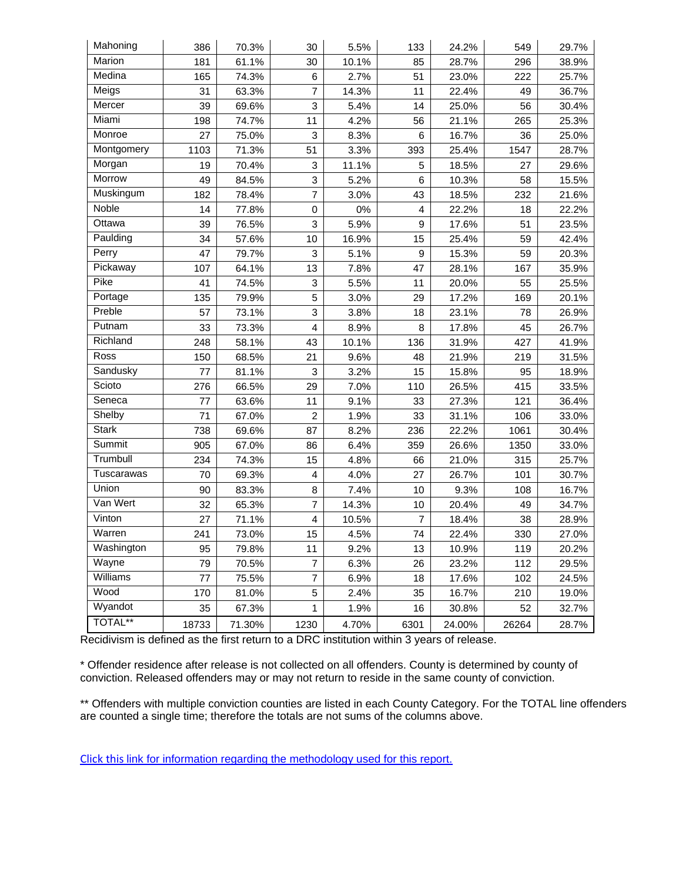| | | | | | | | | |
|---|---|---|---|---|---|---|---|---|
| Mahoning | 386 | 70.3% | 30 | 5.5% | 133 | 24.2% | 549 | 29.7% |
| Marion | 181 | 61.1% | 30 | 10.1% | 85 | 28.7% | 296 | 38.9% |
| Medina | 165 | 74.3% | 6 | 2.7% | 51 | 23.0% | 222 | 25.7% |
| Meigs | 31 | 63.3% | 7 | 14.3% | 11 | 22.4% | 49 | 36.7% |
| Mercer | 39 | 69.6% | 3 | 5.4% | 14 | 25.0% | 56 | 30.4% |
| Miami | 198 | 74.7% | 11 | 4.2% | 56 | 21.1% | 265 | 25.3% |
| Monroe | 27 | 75.0% | 3 | 8.3% | 6 | 16.7% | 36 | 25.0% |
| Montgomery | 1103 | 71.3% | 51 | 3.3% | 393 | 25.4% | 1547 | 28.7% |
| Morgan | 19 | 70.4% | 3 | 11.1% | 5 | 18.5% | 27 | 29.6% |
| Morrow | 49 | 84.5% | 3 | 5.2% | 6 | 10.3% | 58 | 15.5% |
| Muskingum | 182 | 78.4% | 7 | 3.0% | 43 | 18.5% | 232 | 21.6% |
| Noble | 14 | 77.8% | 0 | 0% | 4 | 22.2% | 18 | 22.2% |
| Ottawa | 39 | 76.5% | 3 | 5.9% | 9 | 17.6% | 51 | 23.5% |
| Paulding | 34 | 57.6% | 10 | 16.9% | 15 | 25.4% | 59 | 42.4% |
| Perry | 47 | 79.7% | 3 | 5.1% | 9 | 15.3% | 59 | 20.3% |
| Pickaway | 107 | 64.1% | 13 | 7.8% | 47 | 28.1% | 167 | 35.9% |
| Pike | 41 | 74.5% | 3 | 5.5% | 11 | 20.0% | 55 | 25.5% |
| Portage | 135 | 79.9% | 5 | 3.0% | 29 | 17.2% | 169 | 20.1% |
| Preble | 57 | 73.1% | 3 | 3.8% | 18 | 23.1% | 78 | 26.9% |
| Putnam | 33 | 73.3% | 4 | 8.9% | 8 | 17.8% | 45 | 26.7% |
| Richland | 248 | 58.1% | 43 | 10.1% | 136 | 31.9% | 427 | 41.9% |
| Ross | 150 | 68.5% | 21 | 9.6% | 48 | 21.9% | 219 | 31.5% |
| Sandusky | 77 | 81.1% | 3 | 3.2% | 15 | 15.8% | 95 | 18.9% |
| Scioto | 276 | 66.5% | 29 | 7.0% | 110 | 26.5% | 415 | 33.5% |
| Seneca | 77 | 63.6% | 11 | 9.1% | 33 | 27.3% | 121 | 36.4% |
| Shelby | 71 | 67.0% | 2 | 1.9% | 33 | 31.1% | 106 | 33.0% |
| Stark | 738 | 69.6% | 87 | 8.2% | 236 | 22.2% | 1061 | 30.4% |
| Summit | 905 | 67.0% | 86 | 6.4% | 359 | 26.6% | 1350 | 33.0% |
| Trumbull | 234 | 74.3% | 15 | 4.8% | 66 | 21.0% | 315 | 25.7% |
| Tuscarawas | 70 | 69.3% | 4 | 4.0% | 27 | 26.7% | 101 | 30.7% |
| Union | 90 | 83.3% | 8 | 7.4% | 10 | 9.3% | 108 | 16.7% |
| Van Wert | 32 | 65.3% | 7 | 14.3% | 10 | 20.4% | 49 | 34.7% |
| Vinton | 27 | 71.1% | 4 | 10.5% | 7 | 18.4% | 38 | 28.9% |
| Warren | 241 | 73.0% | 15 | 4.5% | 74 | 22.4% | 330 | 27.0% |
| Washington | 95 | 79.8% | 11 | 9.2% | 13 | 10.9% | 119 | 20.2% |
| Wayne | 79 | 70.5% | 7 | 6.3% | 26 | 23.2% | 112 | 29.5% |
| Williams | 77 | 75.5% | 7 | 6.9% | 18 | 17.6% | 102 | 24.5% |
| Wood | 170 | 81.0% | 5 | 2.4% | 35 | 16.7% | 210 | 19.0% |
| Wyandot | 35 | 67.3% | 1 | 1.9% | 16 | 30.8% | 52 | 32.7% |
| TOTAL** | 18733 | 71.30% | 1230 | 4.70% | 6301 | 24.00% | 26264 | 28.7% |

Recidivism is defined as the first return to a DRC institution within 3 years of release.

* Offender residence after release is not collected on all offenders. County is determined by county of conviction. Released offenders may or may not return to reside in the same county of conviction.

** Offenders with multiple conviction counties are listed in each County Category. For the TOTAL line offenders are counted a single time; therefore the totals are not sums of the columns above.

Click this link for information regarding the methodology used for this report.